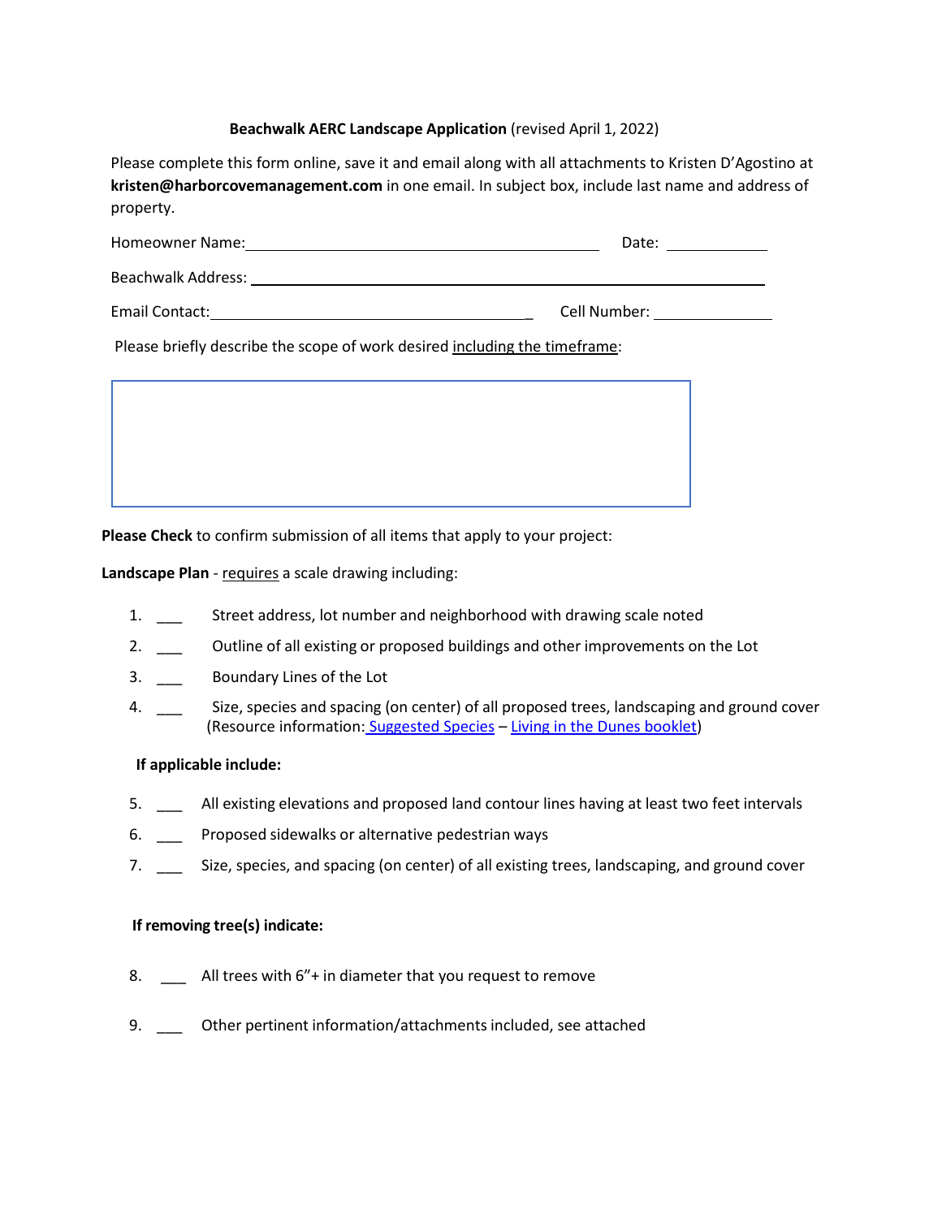**Beachwalk AERC Landscape Application** (revised April 1, 2022)

Please complete this form online, save it and email along with all attachments to Kristen D'Agostino at **kristen@harborcovemanagement.com** in one email. In subject box, include last name and address of property.

Homeowner Name:\_\_\_\_\_\_\_\_\_\_\_\_\_\_\_\_\_\_\_\_\_\_\_\_\_\_\_\_\_\_\_\_\_\_\_\_\_\_\_\_ Date: \_\_\_\_\_\_\_\_\_\_\_\_

Beachwalk Address: \_\_\_\_\_\_\_\_\_\_\_\_\_\_\_\_\_\_\_\_\_\_\_\_\_\_\_\_\_\_\_\_\_\_\_\_\_\_\_\_\_\_\_\_\_\_\_\_\_\_\_\_\_\_\_\_

Email Contact:\_\_\_\_\_\_\_\_\_\_\_\_\_\_\_\_\_\_\_\_\_\_\_\_\_\_\_\_\_\_\_\_\_\_\_\_\_ Cell Number: \_\_\_\_\_\_\_\_\_\_\_\_\_\_

Please briefly describe the scope of work desired <u>including the timeframe</u>:

**Please Check** to confirm submission of all items that apply to your project:

**Landscape Plan** - <u>requires</u> a scale drawing including:

1. \_\_\_ Street address, lot number and neighborhood with drawing scale noted
2. \_\_\_ Outline of all existing or proposed buildings and other improvements on the Lot
3. \_\_\_ Boundary Lines of the Lot
4. \_\_\_ Size, species and spacing (on center) of all proposed trees, landscaping and ground cover (Resource information: Suggested Species – Living in the Dunes booklet)

**If applicable include:**

5. \_\_\_ All existing elevations and proposed land contour lines having at least two feet intervals
6. \_\_\_ Proposed sidewalks or alternative pedestrian ways
7. \_\_\_ Size, species, and spacing (on center) of all existing trees, landscaping, and ground cover

**If removing tree(s) indicate:**

8. \_\_\_ All trees with 6"+ in diameter that you request to remove
9. \_\_\_ Other pertinent information/attachments included, see attached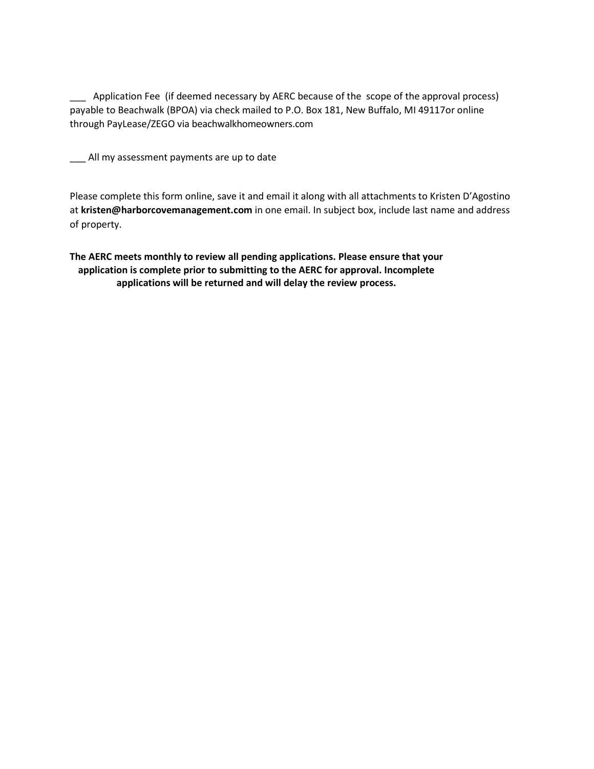___ Application Fee (if deemed necessary by AERC because of the scope of the approval process) payable to Beachwalk (BPOA) via check mailed to P.O. Box 181, New Buffalo, MI 49117or online through PayLease/ZEGO via beachwalkhomeowners.com

___ All my assessment payments are up to date

Please complete this form online, save it and email it along with all attachments to Kristen D'Agostino at **kristen@harborcovemanagement.com** in one email. In subject box, include last name and address of property.

**The AERC meets monthly to review all pending applications. Please ensure that your application is complete prior to submitting to the AERC for approval. Incomplete applications will be returned and will delay the review process.**